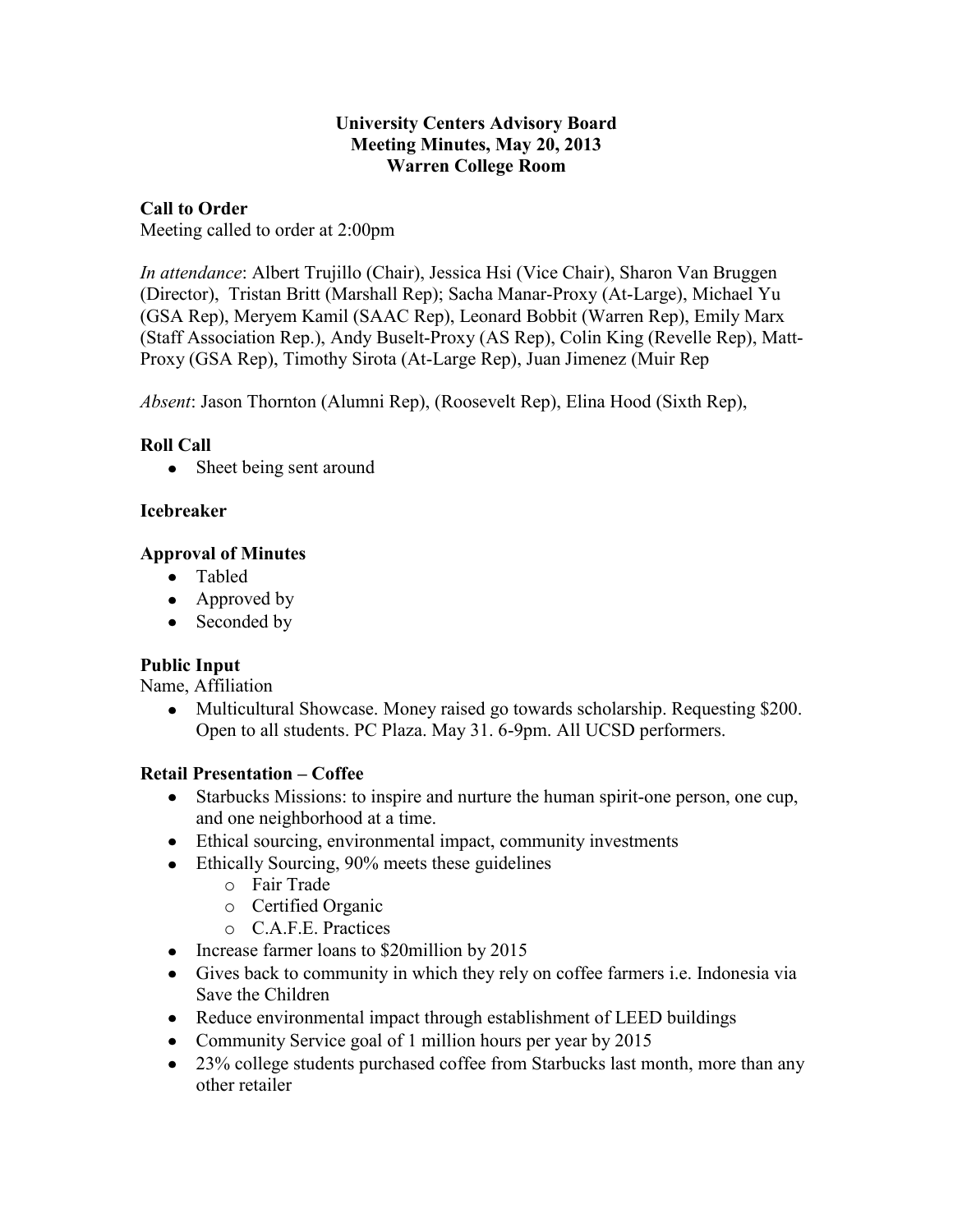**University Centers Advisory Board**
**Meeting Minutes, May 20, 2013**
**Warren College Room**

**Call to Order**

Meeting called to order at 2:00pm

*In attendance*: Albert Trujillo (Chair), Jessica Hsi (Vice Chair), Sharon Van Bruggen (Director), Tristan Britt (Marshall Rep); Sacha Manar-Proxy (At-Large), Michael Yu (GSA Rep), Meryem Kamil (SAAC Rep), Leonard Bobbit (Warren Rep), Emily Marx (Staff Association Rep.), Andy Buselt-Proxy (AS Rep), Colin King (Revelle Rep), Matt-Proxy (GSA Rep), Timothy Sirota (At-Large Rep), Juan Jimenez (Muir Rep

*Absent*: Jason Thornton (Alumni Rep), (Roosevelt Rep), Elina Hood (Sixth Rep),

**Roll Call**

- Sheet being sent around

**Icebreaker**

**Approval of Minutes**

- Tabled
- Approved by
- Seconded by

**Public Input**

Name, Affiliation

- Multicultural Showcase. Money raised go towards scholarship. Requesting $200. Open to all students. PC Plaza. May 31. 6-9pm. All UCSD performers.

**Retail Presentation – Coffee**

- Starbucks Missions: to inspire and nurture the human spirit-one person, one cup, and one neighborhood at a time.
- Ethical sourcing, environmental impact, community investments
- Ethically Sourcing, 90% meets these guidelines
    - Fair Trade
    - Certified Organic
    - C.A.F.E. Practices
- Increase farmer loans to $20million by 2015
- Gives back to community in which they rely on coffee farmers i.e. Indonesia via Save the Children
- Reduce environmental impact through establishment of LEED buildings
- Community Service goal of 1 million hours per year by 2015
- 23% college students purchased coffee from Starbucks last month, more than any other retailer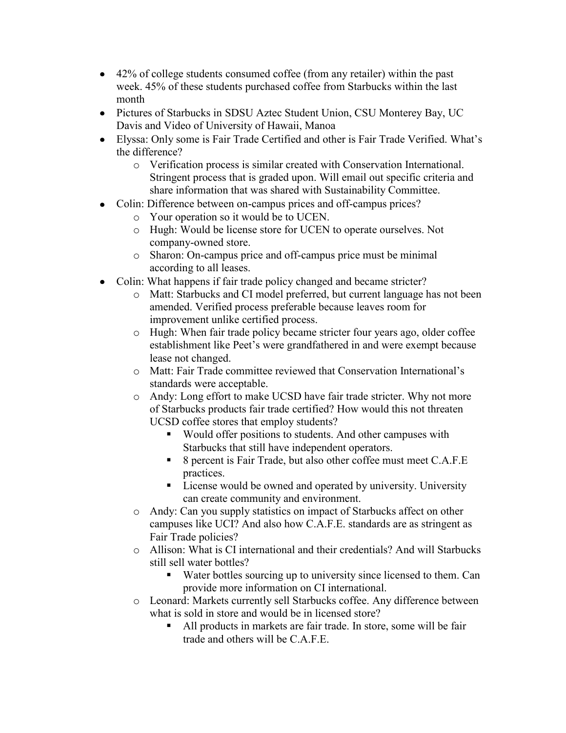- 42% of college students consumed coffee (from any retailer) within the past week. 45% of these students purchased coffee from Starbucks within the last month
- Pictures of Starbucks in SDSU Aztec Student Union, CSU Monterey Bay, UC Davis and Video of University of Hawaii, Manoa
- Elyssa: Only some is Fair Trade Certified and other is Fair Trade Verified. What's the difference?
  - Verification process is similar created with Conservation International. Stringent process that is graded upon. Will email out specific criteria and share information that was shared with Sustainability Committee.
- Colin: Difference between on-campus prices and off-campus prices?
  - Your operation so it would be to UCEN.
  - Hugh: Would be license store for UCEN to operate ourselves. Not company-owned store.
  - Sharon: On-campus price and off-campus price must be minimal according to all leases.
- Colin: What happens if fair trade policy changed and became stricter?
  - Matt: Starbucks and CI model preferred, but current language has not been amended. Verified process preferable because leaves room for improvement unlike certified process.
  - Hugh: When fair trade policy became stricter four years ago, older coffee establishment like Peet's were grandfathered in and were exempt because lease not changed.
  - Matt: Fair Trade committee reviewed that Conservation International's standards were acceptable.
  - Andy: Long effort to make UCSD have fair trade stricter. Why not more of Starbucks products fair trade certified? How would this not threaten UCSD coffee stores that employ students?
    - Would offer positions to students. And other campuses with Starbucks that still have independent operators.
    - 8 percent is Fair Trade, but also other coffee must meet C.A.F.E practices.
    - License would be owned and operated by university. University can create community and environment.
  - Andy: Can you supply statistics on impact of Starbucks affect on other campuses like UCI? And also how C.A.F.E. standards are as stringent as Fair Trade policies?
  - Allison: What is CI international and their credentials? And will Starbucks still sell water bottles?
    - Water bottles sourcing up to university since licensed to them. Can provide more information on CI international.
  - Leonard: Markets currently sell Starbucks coffee. Any difference between what is sold in store and would be in licensed store?
    - All products in markets are fair trade. In store, some will be fair trade and others will be C.A.F.E.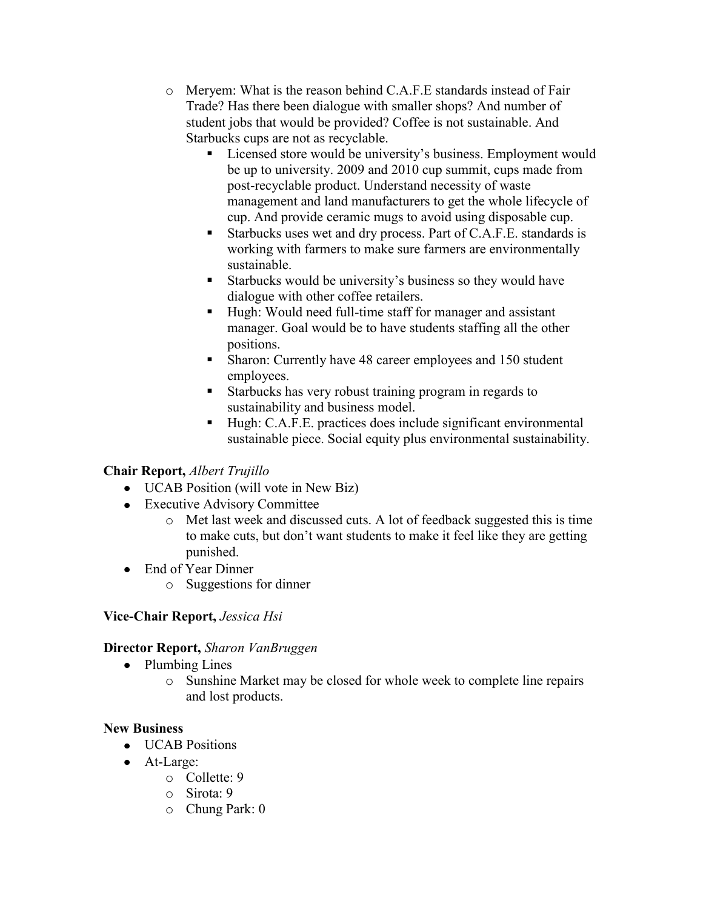- Meryem: What is the reason behind C.A.F.E standards instead of Fair Trade? Has there been dialogue with smaller shops? And number of student jobs that would be provided? Coffee is not sustainable. And Starbucks cups are not as recyclable.
    - Licensed store would be university's business. Employment would be up to university. 2009 and 2010 cup summit, cups made from post-recyclable product. Understand necessity of waste management and land manufacturers to get the whole lifecycle of cup. And provide ceramic mugs to avoid using disposable cup.
    - Starbucks uses wet and dry process. Part of C.A.F.E. standards is working with farmers to make sure farmers are environmentally sustainable.
    - Starbucks would be university's business so they would have dialogue with other coffee retailers.
    - Hugh: Would need full-time staff for manager and assistant manager. Goal would be to have students staffing all the other positions.
    - Sharon: Currently have 48 career employees and 150 student employees.
    - Starbucks has very robust training program in regards to sustainability and business model.
    - Hugh: C.A.F.E. practices does include significant environmental sustainable piece. Social equity plus environmental sustainability.

**Chair Report,** *Albert Trujillo*

- UCAB Position (will vote in New Biz)
- Executive Advisory Committee
    - Met last week and discussed cuts. A lot of feedback suggested this is time to make cuts, but don't want students to make it feel like they are getting punished.
- End of Year Dinner
    - Suggestions for dinner

**Vice-Chair Report,** *Jessica Hsi*

**Director Report,** *Sharon VanBruggen*

- Plumbing Lines
    - Sunshine Market may be closed for whole week to complete line repairs and lost products.

**New Business**

- UCAB Positions
- At-Large:
    - Collette: 9
    - Sirota: 9
    - Chung Park: 0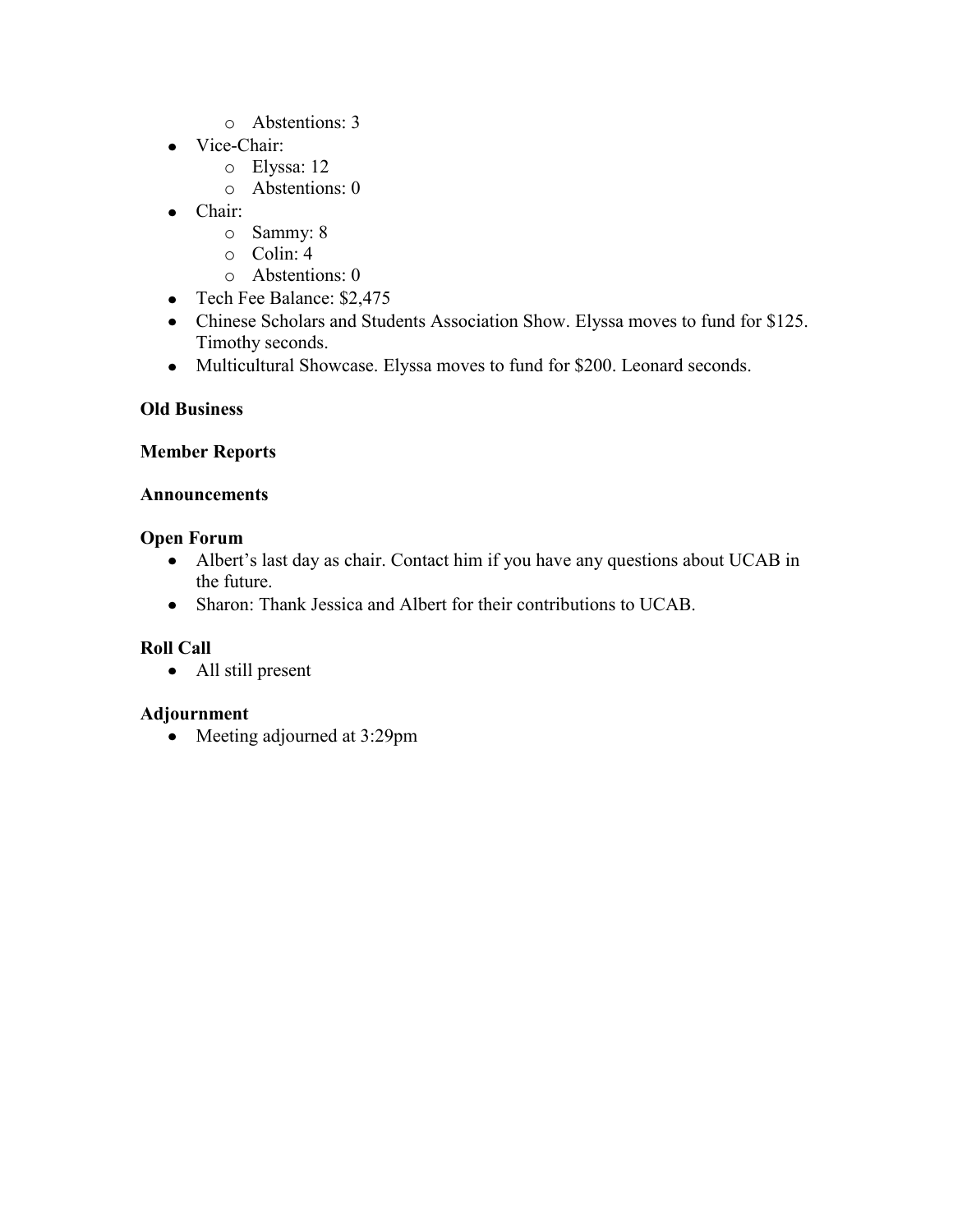- Abstentions: 3
- Vice-Chair:
  - Elyssa: 12
  - Abstentions: 0
- Chair:
  - Sammy: 8
  - Colin: 4
  - Abstentions: 0
- Tech Fee Balance: $2,475
- Chinese Scholars and Students Association Show. Elyssa moves to fund for $125. Timothy seconds.
- Multicultural Showcase. Elyssa moves to fund for $200. Leonard seconds.

**Old Business**

**Member Reports**

**Announcements**

**Open Forum**

- Albert's last day as chair. Contact him if you have any questions about UCAB in the future.
- Sharon: Thank Jessica and Albert for their contributions to UCAB.

**Roll Call**

- All still present

**Adjournment**

- Meeting adjourned at 3:29pm